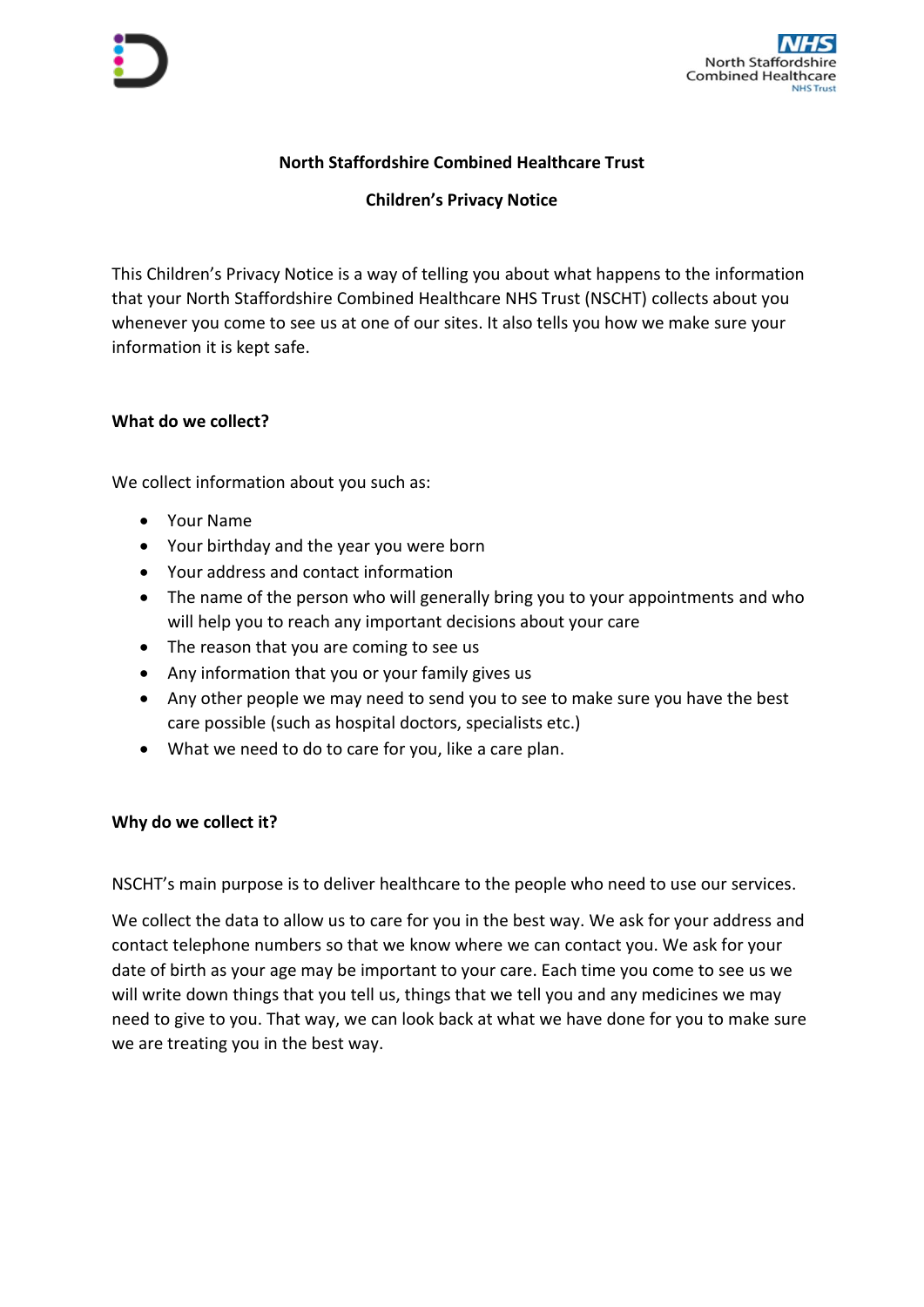# North Staffordshire Combined Healthcare Trust

## Children's Privacy Notice

This Children's Privacy Notice is a way of telling you about what happens to the information that your North Staffordshire Combined Healthcare NHS Trust (NSCHT) collects about you whenever you come to see us at one of our sites. It also tells you how we make sure your information it is kept safe.

### What do we collect?

We collect information about you such as:

- Your Name
- Your birthday and the year you were born
- Your address and contact information
- The name of the person who will generally bring you to your appointments and who will help you to reach any important decisions about your care
- The reason that you are coming to see us
- Any information that you or your family gives us
- Any other people we may need to send you to see to make sure you have the best care possible (such as hospital doctors, specialists etc.)
- What we need to do to care for you, like a care plan.

### Why do we collect it?

NSCHT's main purpose is to deliver healthcare to the people who need to use our services.

We collect the data to allow us to care for you in the best way. We ask for your address and contact telephone numbers so that we know where we can contact you. We ask for your date of birth as your age may be important to your care. Each time you come to see us we will write down things that you tell us, things that we tell you and any medicines we may need to give to you. That way, we can look back at what we have done for you to make sure we are treating you in the best way.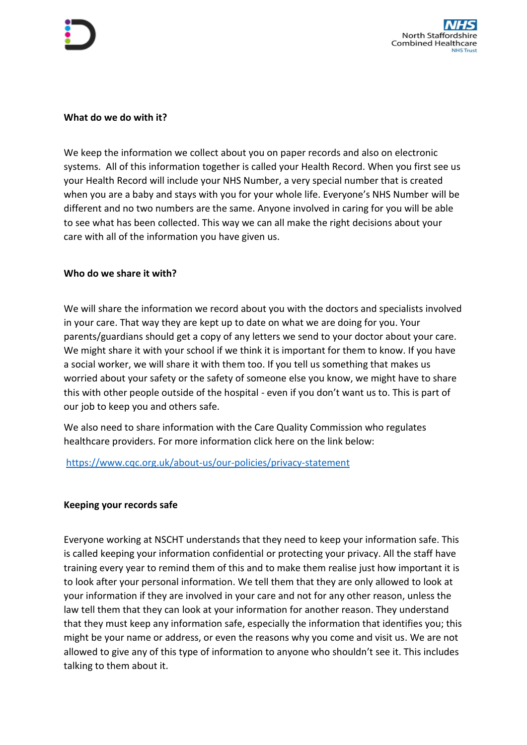**What do we do with it?**

We keep the information we collect about you on paper records and also on electronic systems. All of this information together is called your Health Record. When you first see us your Health Record will include your NHS Number, a very special number that is created when you are a baby and stays with you for your whole life. Everyone's NHS Number will be different and no two numbers are the same. Anyone involved in caring for you will be able to see what has been collected. This way we can all make the right decisions about your care with all of the information you have given us.

**Who do we share it with?**

We will share the information we record about you with the doctors and specialists involved in your care. That way they are kept up to date on what we are doing for you. Your parents/guardians should get a copy of any letters we send to your doctor about your care. We might share it with your school if we think it is important for them to know. If you have a social worker, we will share it with them too. If you tell us something that makes us worried about your safety or the safety of someone else you know, we might have to share this with other people outside of the hospital - even if you don't want us to. This is part of our job to keep you and others safe.

We also need to share information with the Care Quality Commission who regulates healthcare providers. For more information click here on the link below:

https://www.cqc.org.uk/about-us/our-policies/privacy-statement

**Keeping your records safe**

Everyone working at NSCHT understands that they need to keep your information safe. This is called keeping your information confidential or protecting your privacy. All the staff have training every year to remind them of this and to make them realise just how important it is to look after your personal information. We tell them that they are only allowed to look at your information if they are involved in your care and not for any other reason, unless the law tell them that they can look at your information for another reason. They understand that they must keep any information safe, especially the information that identifies you; this might be your name or address, or even the reasons why you come and visit us. We are not allowed to give any of this type of information to anyone who shouldn't see it. This includes talking to them about it.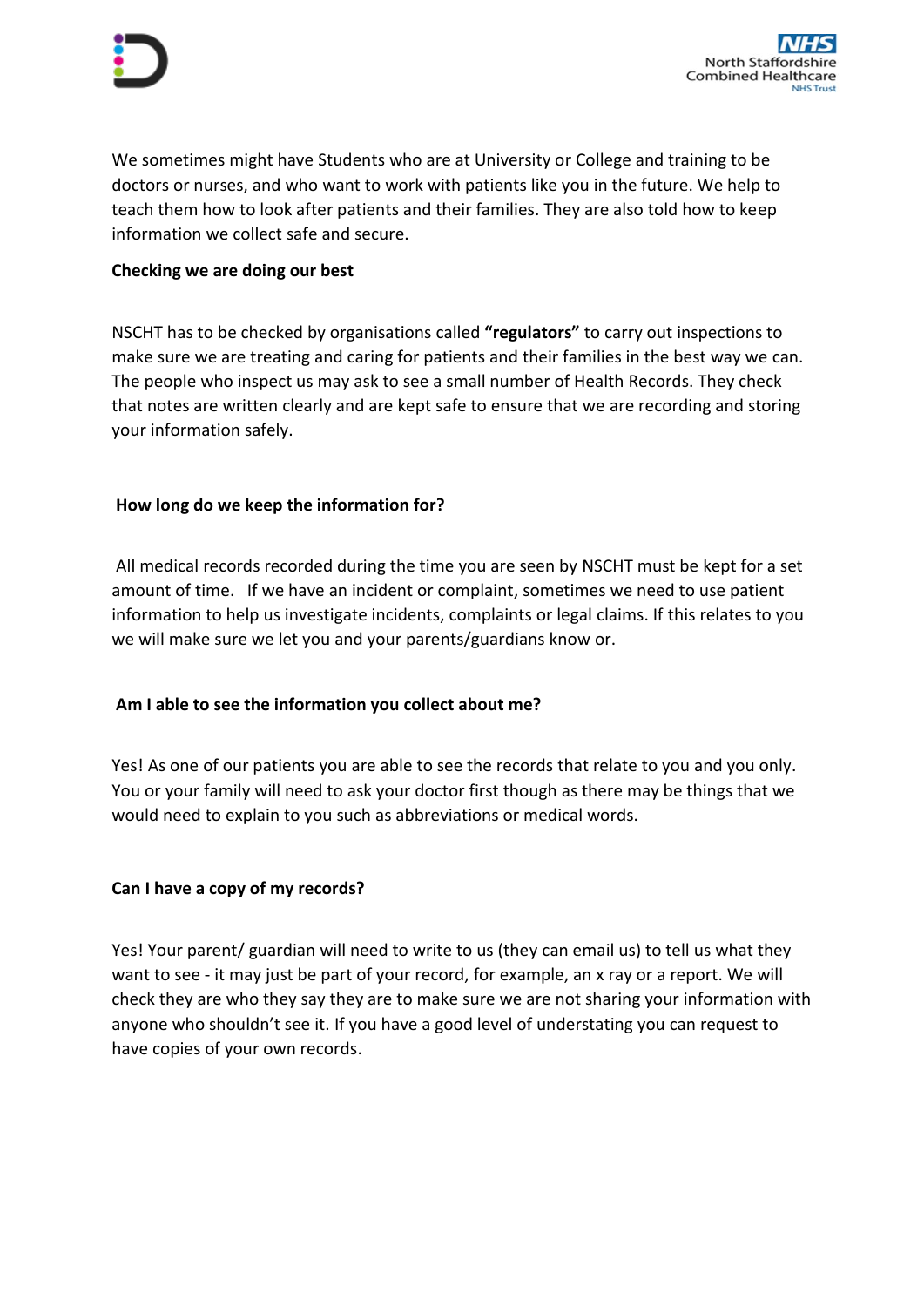We sometimes might have Students who are at University or College and training to be doctors or nurses, and who want to work with patients like you in the future. We help to teach them how to look after patients and their families. They are also told how to keep information we collect safe and secure.

**Checking we are doing our best**

NSCHT has to be checked by organisations called **"regulators"** to carry out inspections to make sure we are treating and caring for patients and their families in the best way we can. The people who inspect us may ask to see a small number of Health Records. They check that notes are written clearly and are kept safe to ensure that we are recording and storing your information safely.

**How long do we keep the information for?**

All medical records recorded during the time you are seen by NSCHT must be kept for a set amount of time. If we have an incident or complaint, sometimes we need to use patient information to help us investigate incidents, complaints or legal claims. If this relates to you we will make sure we let you and your parents/guardians know or.

**Am I able to see the information you collect about me?**

Yes! As one of our patients you are able to see the records that relate to you and you only. You or your family will need to ask your doctor first though as there may be things that we would need to explain to you such as abbreviations or medical words.

**Can I have a copy of my records?**

Yes! Your parent/ guardian will need to write to us (they can email us) to tell us what they want to see - it may just be part of your record, for example, an x ray or a report. We will check they are who they say they are to make sure we are not sharing your information with anyone who shouldn't see it. If you have a good level of understating you can request to have copies of your own records.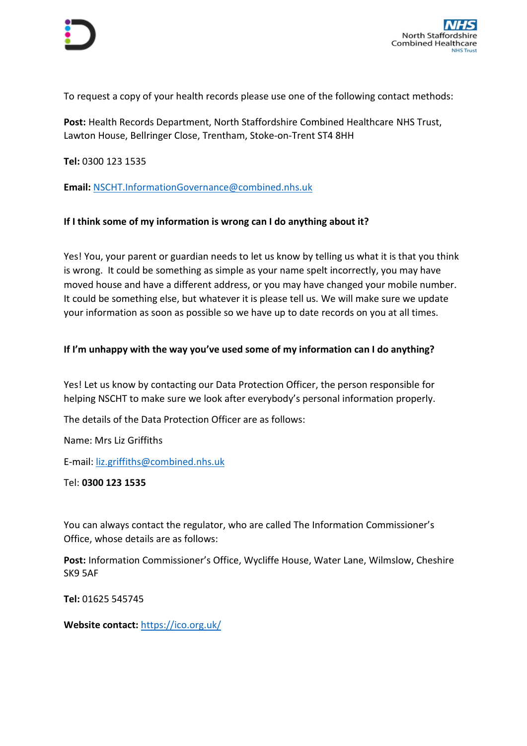To request a copy of your health records please use one of the following contact methods:

**Post:** Health Records Department, North Staffordshire Combined Healthcare NHS Trust, Lawton House, Bellringer Close, Trentham, Stoke-on-Trent ST4 8HH

**Tel:** 0300 123 1535

**Email:** NSCHT.InformationGovernance@combined.nhs.uk

**If I think some of my information is wrong can I do anything about it?**

Yes! You, your parent or guardian needs to let us know by telling us what it is that you think is wrong. It could be something as simple as your name spelt incorrectly, you may have moved house and have a different address, or you may have changed your mobile number. It could be something else, but whatever it is please tell us. We will make sure we update your information as soon as possible so we have up to date records on you at all times.

**If I'm unhappy with the way you've used some of my information can I do anything?**

Yes! Let us know by contacting our Data Protection Officer, the person responsible for helping NSCHT to make sure we look after everybody's personal information properly.

The details of the Data Protection Officer are as follows:

Name: Mrs Liz Griffiths

E-mail: liz.griffiths@combined.nhs.uk

Tel: **0300 123 1535**

You can always contact the regulator, who are called The Information Commissioner's Office, whose details are as follows:

**Post:** Information Commissioner's Office, Wycliffe House, Water Lane, Wilmslow, Cheshire SK9 5AF

**Tel:** 01625 545745

**Website contact:** https://ico.org.uk/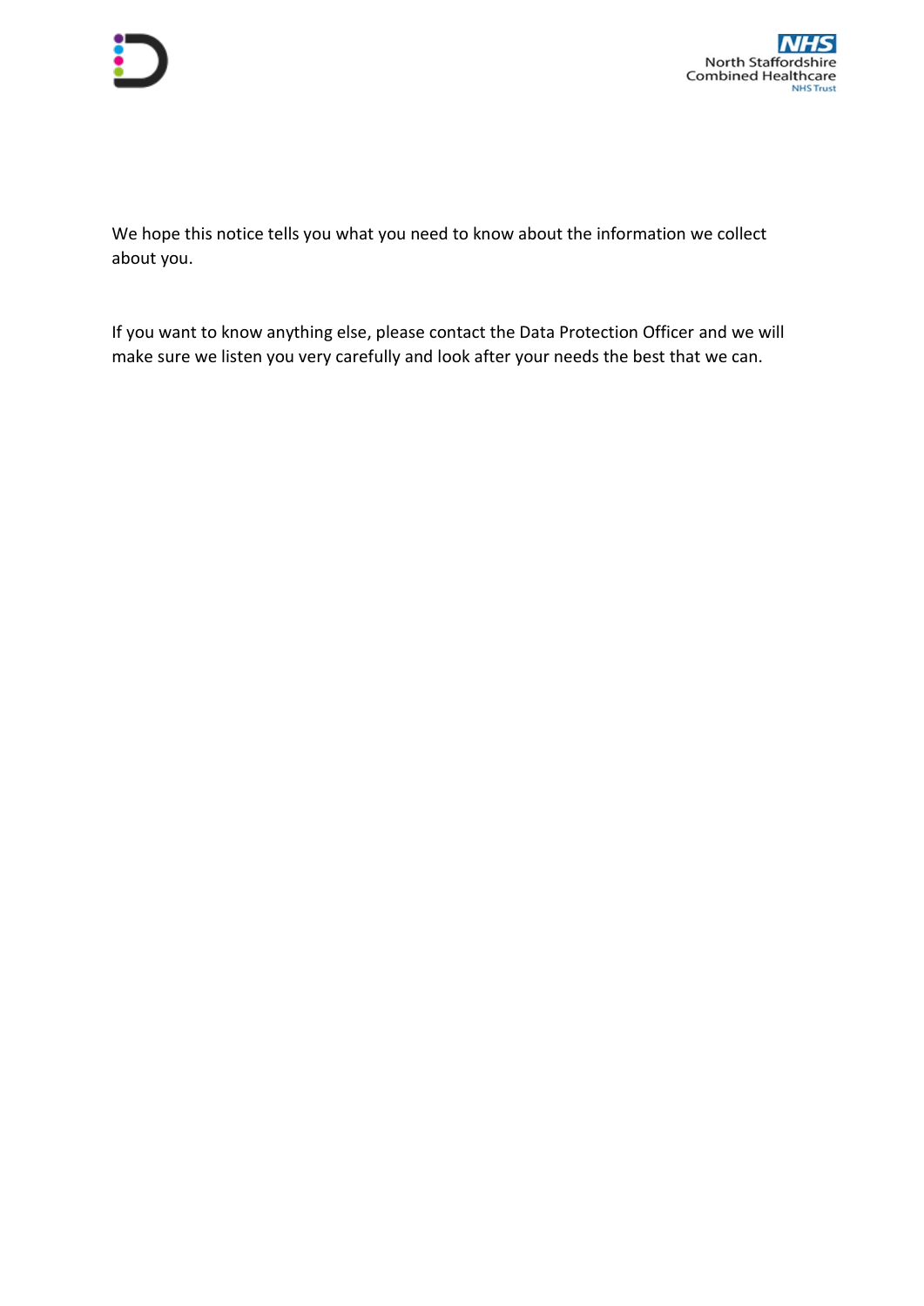We hope this notice tells you what you need to know about the information we collect about you.

If you want to know anything else, please contact the Data Protection Officer and we will make sure we listen you very carefully and look after your needs the best that we can.